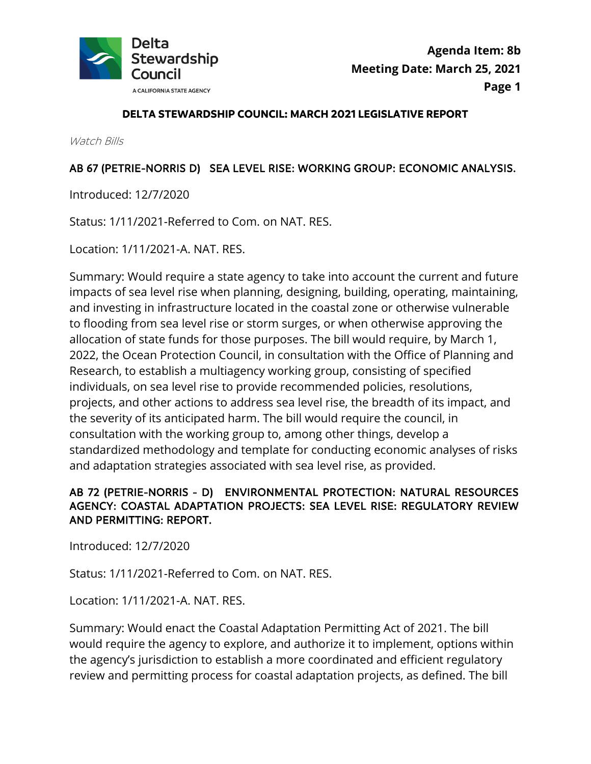Delta Stewardship Council

A CALIFORNIA STATE AGENCY

**Agenda Item: 8b**
**Meeting Date: March 25, 2021**

# DELTA STEWARDSHIP COUNCIL: MARCH 2021 LEGISLATIVE REPORT

*Watch Bills*

## AB 67 (PETRIE-NORRIS D) SEA LEVEL RISE: WORKING GROUP: ECONOMIC ANALYSIS.

Introduced: 12/7/2020

Status: 1/11/2021-Referred to Com. on NAT. RES.

Location: 1/11/2021-A. NAT. RES.

Summary: Would require a state agency to take into account the current and future impacts of sea level rise when planning, designing, building, operating, maintaining, and investing in infrastructure located in the coastal zone or otherwise vulnerable to flooding from sea level rise or storm surges, or when otherwise approving the allocation of state funds for those purposes. The bill would require, by March 1, 2022, the Ocean Protection Council, in consultation with the Office of Planning and Research, to establish a multiagency working group, consisting of specified individuals, on sea level rise to provide recommended policies, resolutions, projects, and other actions to address sea level rise, the breadth of its impact, and the severity of its anticipated harm. The bill would require the council, in consultation with the working group to, among other things, develop a standardized methodology and template for conducting economic analyses of risks and adaptation strategies associated with sea level rise, as provided.

## AB 72 (PETRIE-NORRIS - D) ENVIRONMENTAL PROTECTION: NATURAL RESOURCES AGENCY: COASTAL ADAPTATION PROJECTS: SEA LEVEL RISE: REGULATORY REVIEW AND PERMITTING: REPORT.

Introduced: 12/7/2020

Status: 1/11/2021-Referred to Com. on NAT. RES.

Location: 1/11/2021-A. NAT. RES.

Summary: Would enact the Coastal Adaptation Permitting Act of 2021. The bill would require the agency to explore, and authorize it to implement, options within the agency's jurisdiction to establish a more coordinated and efficient regulatory review and permitting process for coastal adaptation projects, as defined. The bill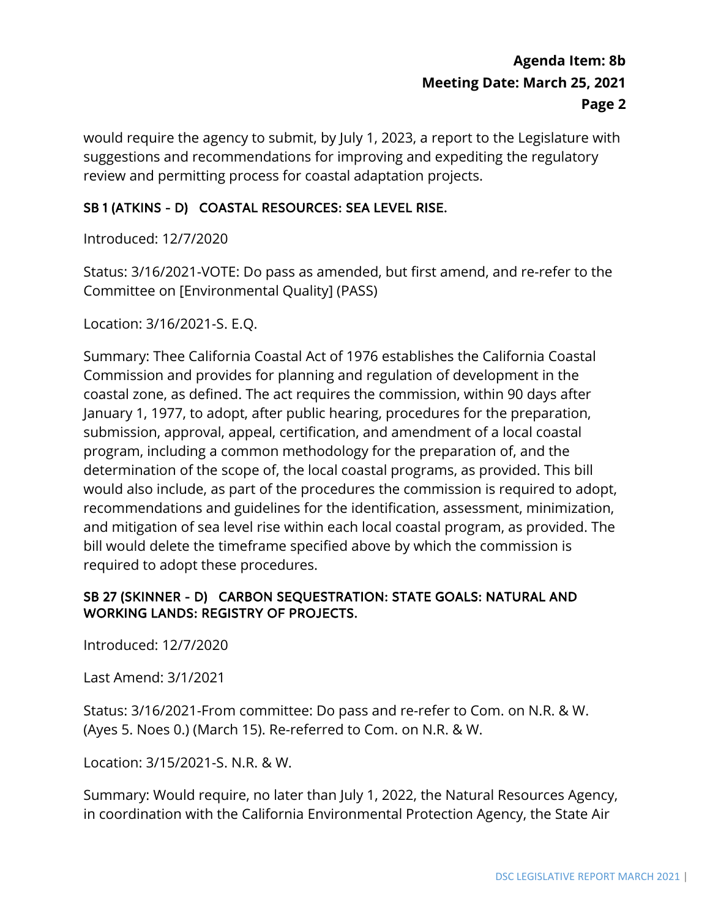would require the agency to submit, by July 1, 2023, a report to the Legislature with suggestions and recommendations for improving and expediting the regulatory review and permitting process for coastal adaptation projects.

### SB 1 (ATKINS - D) COASTAL RESOURCES: SEA LEVEL RISE.

Introduced: 12/7/2020

Status: 3/16/2021-VOTE: Do pass as amended, but first amend, and re-refer to the Committee on [Environmental Quality] (PASS)

Location: 3/16/2021-S. E.Q.

Summary: Thee California Coastal Act of 1976 establishes the California Coastal Commission and provides for planning and regulation of development in the coastal zone, as defined. The act requires the commission, within 90 days after January 1, 1977, to adopt, after public hearing, procedures for the preparation, submission, approval, appeal, certification, and amendment of a local coastal program, including a common methodology for the preparation of, and the determination of the scope of, the local coastal programs, as provided. This bill would also include, as part of the procedures the commission is required to adopt, recommendations and guidelines for the identification, assessment, minimization, and mitigation of sea level rise within each local coastal program, as provided. The bill would delete the timeframe specified above by which the commission is required to adopt these procedures.

### SB 27 (SKINNER - D) CARBON SEQUESTRATION: STATE GOALS: NATURAL AND WORKING LANDS: REGISTRY OF PROJECTS.

Introduced: 12/7/2020

Last Amend: 3/1/2021

Status: 3/16/2021-From committee: Do pass and re-refer to Com. on N.R. & W. (Ayes 5. Noes 0.) (March 15). Re-referred to Com. on N.R. & W.

Location: 3/15/2021-S. N.R. & W.

Summary: Would require, no later than July 1, 2022, the Natural Resources Agency, in coordination with the California Environmental Protection Agency, the State Air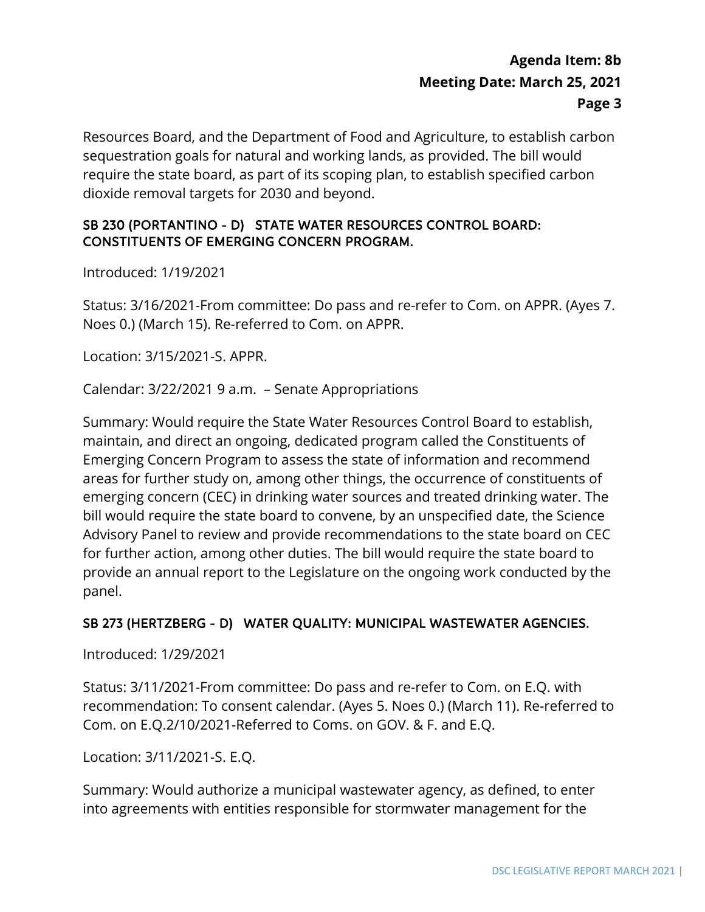Resources Board, and the Department of Food and Agriculture, to establish carbon sequestration goals for natural and working lands, as provided. The bill would require the state board, as part of its scoping plan, to establish specified carbon dioxide removal targets for 2030 and beyond.

### SB 230 (PORTANTINO - D) STATE WATER RESOURCES CONTROL BOARD: CONSTITUENTS OF EMERGING CONCERN PROGRAM.

Introduced: 1/19/2021

Status: 3/16/2021-From committee: Do pass and re-refer to Com. on APPR. (Ayes 7. Noes 0.) (March 15). Re-referred to Com. on APPR.

Location: 3/15/2021-S. APPR.

Calendar: 3/22/2021 9 a.m. – Senate Appropriations

Summary: Would require the State Water Resources Control Board to establish, maintain, and direct an ongoing, dedicated program called the Constituents of Emerging Concern Program to assess the state of information and recommend areas for further study on, among other things, the occurrence of constituents of emerging concern (CEC) in drinking water sources and treated drinking water. The bill would require the state board to convene, by an unspecified date, the Science Advisory Panel to review and provide recommendations to the state board on CEC for further action, among other duties. The bill would require the state board to provide an annual report to the Legislature on the ongoing work conducted by the panel.

### SB 273 (HERTZBERG - D) WATER QUALITY: MUNICIPAL WASTEWATER AGENCIES.

Introduced: 1/29/2021

Status: 3/11/2021-From committee: Do pass and re-refer to Com. on E.Q. with recommendation: To consent calendar. (Ayes 5. Noes 0.) (March 11). Re-referred to Com. on E.Q.2/10/2021-Referred to Coms. on GOV. & F. and E.Q.

Location: 3/11/2021-S. E.Q.

Summary: Would authorize a municipal wastewater agency, as defined, to enter into agreements with entities responsible for stormwater management for the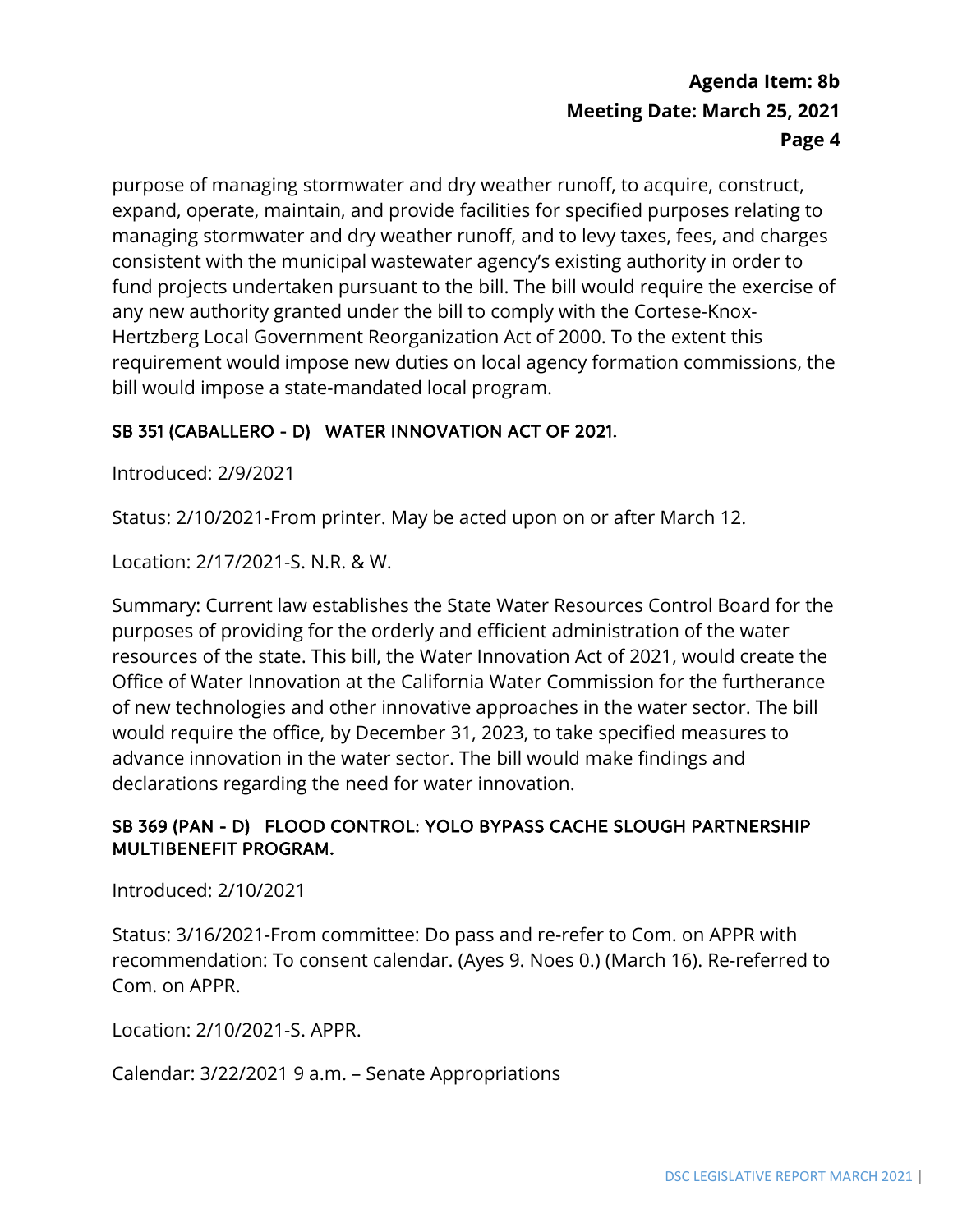purpose of managing stormwater and dry weather runoff, to acquire, construct, expand, operate, maintain, and provide facilities for specified purposes relating to managing stormwater and dry weather runoff, and to levy taxes, fees, and charges consistent with the municipal wastewater agency's existing authority in order to fund projects undertaken pursuant to the bill. The bill would require the exercise of any new authority granted under the bill to comply with the Cortese-Knox-Hertzberg Local Government Reorganization Act of 2000. To the extent this requirement would impose new duties on local agency formation commissions, the bill would impose a state-mandated local program.

### SB 351 (CABALLERO - D) WATER INNOVATION ACT OF 2021.

Introduced: 2/9/2021

Status: 2/10/2021-From printer. May be acted upon on or after March 12.

Location: 2/17/2021-S. N.R. & W.

Summary: Current law establishes the State Water Resources Control Board for the purposes of providing for the orderly and efficient administration of the water resources of the state. This bill, the Water Innovation Act of 2021, would create the Office of Water Innovation at the California Water Commission for the furtherance of new technologies and other innovative approaches in the water sector. The bill would require the office, by December 31, 2023, to take specified measures to advance innovation in the water sector. The bill would make findings and declarations regarding the need for water innovation.

### SB 369 (PAN - D) FLOOD CONTROL: YOLO BYPASS CACHE SLOUGH PARTNERSHIP MULTIBENEFIT PROGRAM.

Introduced: 2/10/2021

Status: 3/16/2021-From committee: Do pass and re-refer to Com. on APPR with recommendation: To consent calendar. (Ayes 9. Noes 0.) (March 16). Re-referred to Com. on APPR.

Location: 2/10/2021-S. APPR.

Calendar: 3/22/2021 9 a.m. – Senate Appropriations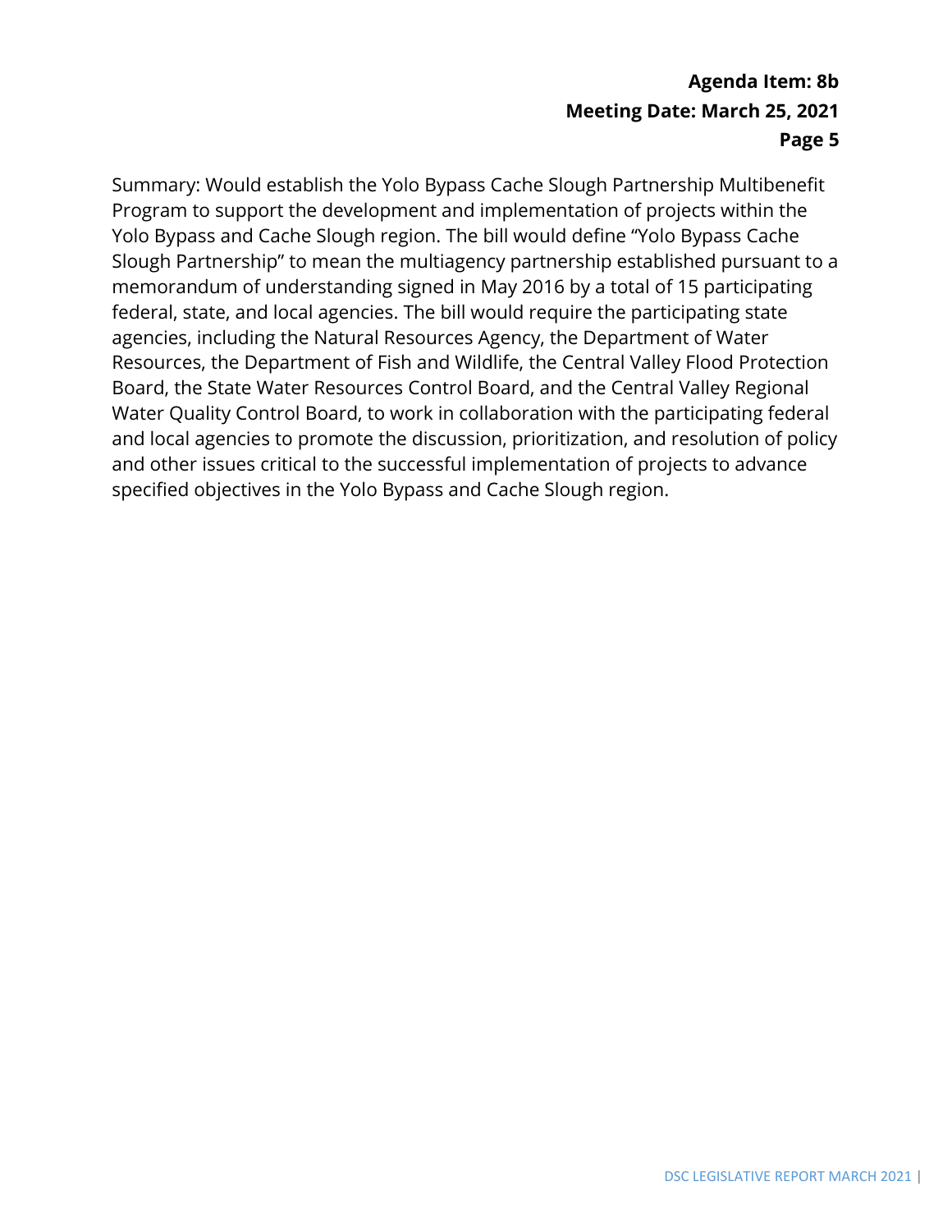Summary: Would establish the Yolo Bypass Cache Slough Partnership Multibenefit Program to support the development and implementation of projects within the Yolo Bypass and Cache Slough region. The bill would define "Yolo Bypass Cache Slough Partnership" to mean the multiagency partnership established pursuant to a memorandum of understanding signed in May 2016 by a total of 15 participating federal, state, and local agencies. The bill would require the participating state agencies, including the Natural Resources Agency, the Department of Water Resources, the Department of Fish and Wildlife, the Central Valley Flood Protection Board, the State Water Resources Control Board, and the Central Valley Regional Water Quality Control Board, to work in collaboration with the participating federal and local agencies to promote the discussion, prioritization, and resolution of policy and other issues critical to the successful implementation of projects to advance specified objectives in the Yolo Bypass and Cache Slough region.